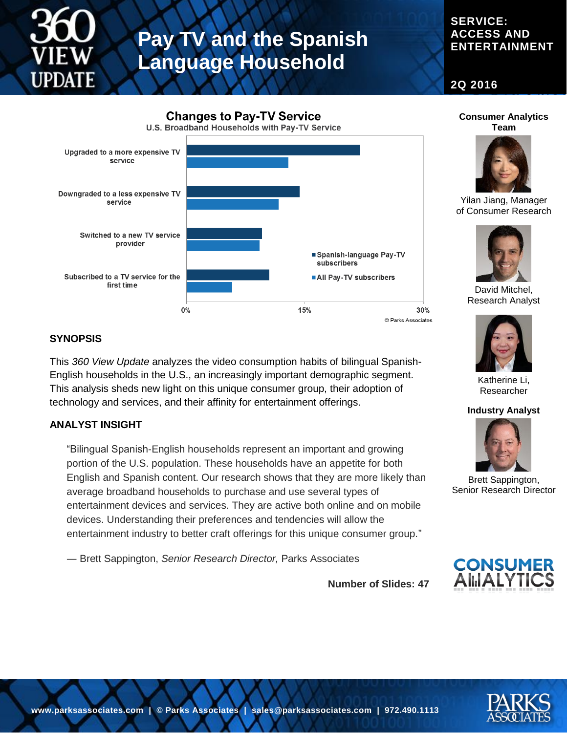# Pay TV and the Spanish Language Household

**SERVICE: ACCESS AND ENTERTAINMENT**

**2Q 2016**

## Changes to Pay-TV Service

U.S. Broadband Households with Pay-TV Service

- Upgraded to a more expensive TV service
- Downgraded to a less expensive TV service
- Switched to a new TV service provider
- Subscribed to a TV service for the first time

Legend: Spanish-language Pay-TV subscribers; All Pay-TV subscribers

0% · 15% · 30%

© Parks Associates

### Consumer Analytics Team

Yilan Jiang, Manager of Consumer Research

David Mitchel, Research Analyst

Katherine Li, Researcher

### Industry Analyst

Brett Sappington, Senior Research Director

## SYNOPSIS

This *360 View Update* analyzes the video consumption habits of bilingual Spanish-English households in the U.S., an increasingly important demographic segment. This analysis sheds new light on this unique consumer group, their adoption of technology and services, and their affinity for entertainment offerings.

## ANALYST INSIGHT

> "Bilingual Spanish-English households represent an important and growing portion of the U.S. population. These households have an appetite for both English and Spanish content. Our research shows that they are more likely than average broadband households to purchase and use several types of entertainment devices and services. They are active both online and on mobile devices. Understanding their preferences and tendencies will allow the entertainment industry to better craft offerings for this unique consumer group."
>
> — Brett Sappington, *Senior Research Director,* Parks Associates

**Number of Slides: 47**

www.parksassociates.com | © Parks Associates | sales@parksassociates.com | 972.490.1113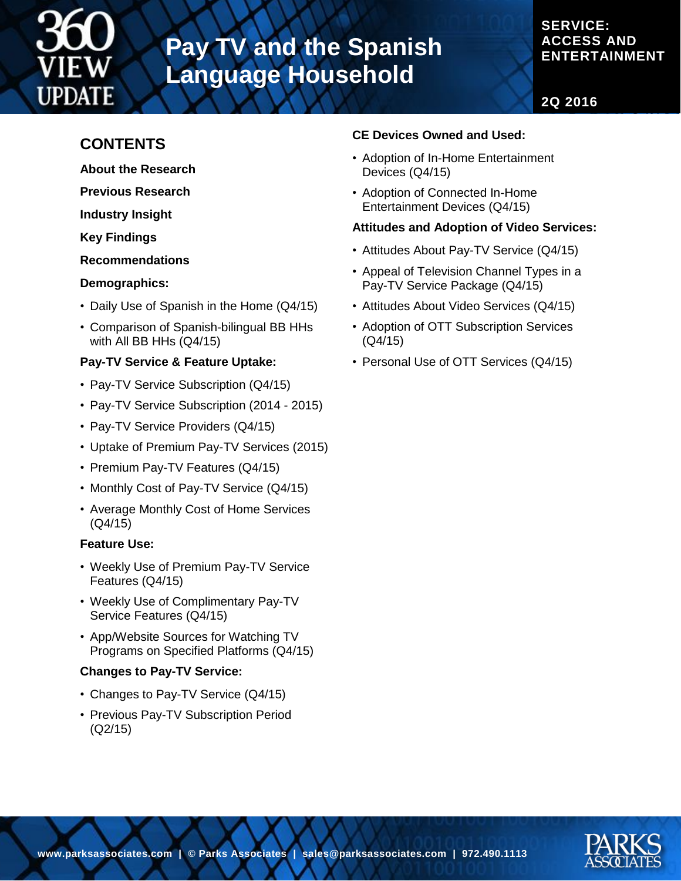# Pay TV and the Spanish Language Household

**SERVICE: ACCESS AND ENTERTAINMENT**

**2Q 2016**

## CONTENTS

**About the Research**

**Previous Research**

**Industry Insight**

**Key Findings**

**Recommendations**

**Demographics:**

- Daily Use of Spanish in the Home (Q4/15)
- Comparison of Spanish-bilingual BB HHs with All BB HHs (Q4/15)

**Pay-TV Service & Feature Uptake:**

- Pay-TV Service Subscription (Q4/15)
- Pay-TV Service Subscription (2014 - 2015)
- Pay-TV Service Providers (Q4/15)
- Uptake of Premium Pay-TV Services (2015)
- Premium Pay-TV Features (Q4/15)
- Monthly Cost of Pay-TV Service (Q4/15)
- Average Monthly Cost of Home Services (Q4/15)

**Feature Use:**

- Weekly Use of Premium Pay-TV Service Features (Q4/15)
- Weekly Use of Complimentary Pay-TV Service Features (Q4/15)
- App/Website Sources for Watching TV Programs on Specified Platforms (Q4/15)

**Changes to Pay-TV Service:**

- Changes to Pay-TV Service (Q4/15)
- Previous Pay-TV Subscription Period (Q2/15)

**CE Devices Owned and Used:**

- Adoption of In-Home Entertainment Devices (Q4/15)
- Adoption of Connected In-Home Entertainment Devices (Q4/15)

**Attitudes and Adoption of Video Services:**

- Attitudes About Pay-TV Service (Q4/15)
- Appeal of Television Channel Types in a Pay-TV Service Package (Q4/15)
- Attitudes About Video Services (Q4/15)
- Adoption of OTT Subscription Services (Q4/15)
- Personal Use of OTT Services (Q4/15)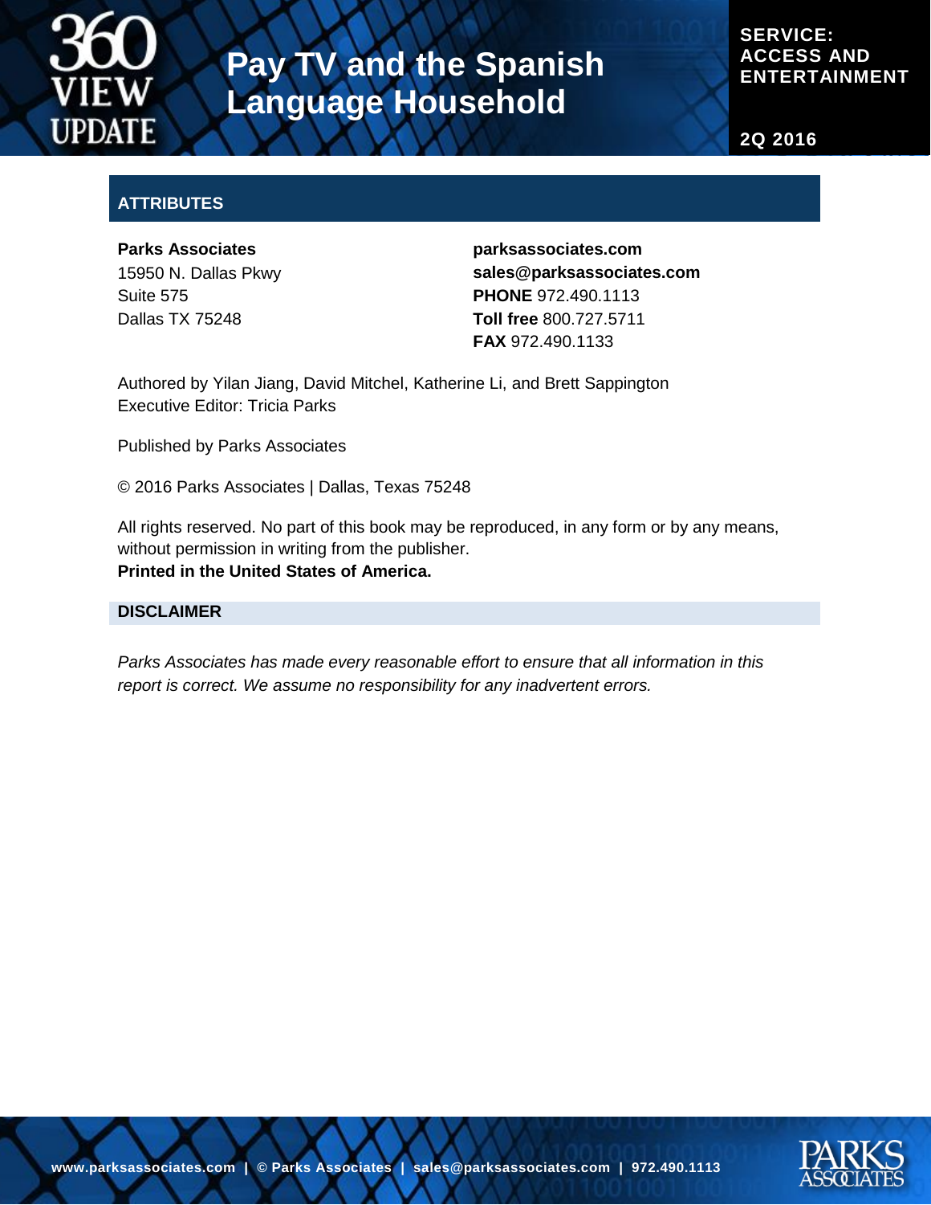# Pay TV and the Spanish Language Household

**SERVICE: ACCESS AND ENTERTAINMENT**

**2Q 2016**

## ATTRIBUTES

**Parks Associates**
15950 N. Dallas Pkwy
Suite 575
Dallas TX 75248

**parksassociates.com**
**sales@parksassociates.com**
**PHONE** 972.490.1113
**Toll free** 800.727.5711
**FAX** 972.490.1133

Authored by Yilan Jiang, David Mitchel, Katherine Li, and Brett Sappington
Executive Editor: Tricia Parks

Published by Parks Associates

© 2016 Parks Associates | Dallas, Texas 75248

All rights reserved. No part of this book may be reproduced, in any form or by any means, without permission in writing from the publisher.
**Printed in the United States of America.**

## DISCLAIMER

*Parks Associates has made every reasonable effort to ensure that all information in this report is correct. We assume no responsibility for any inadvertent errors.*